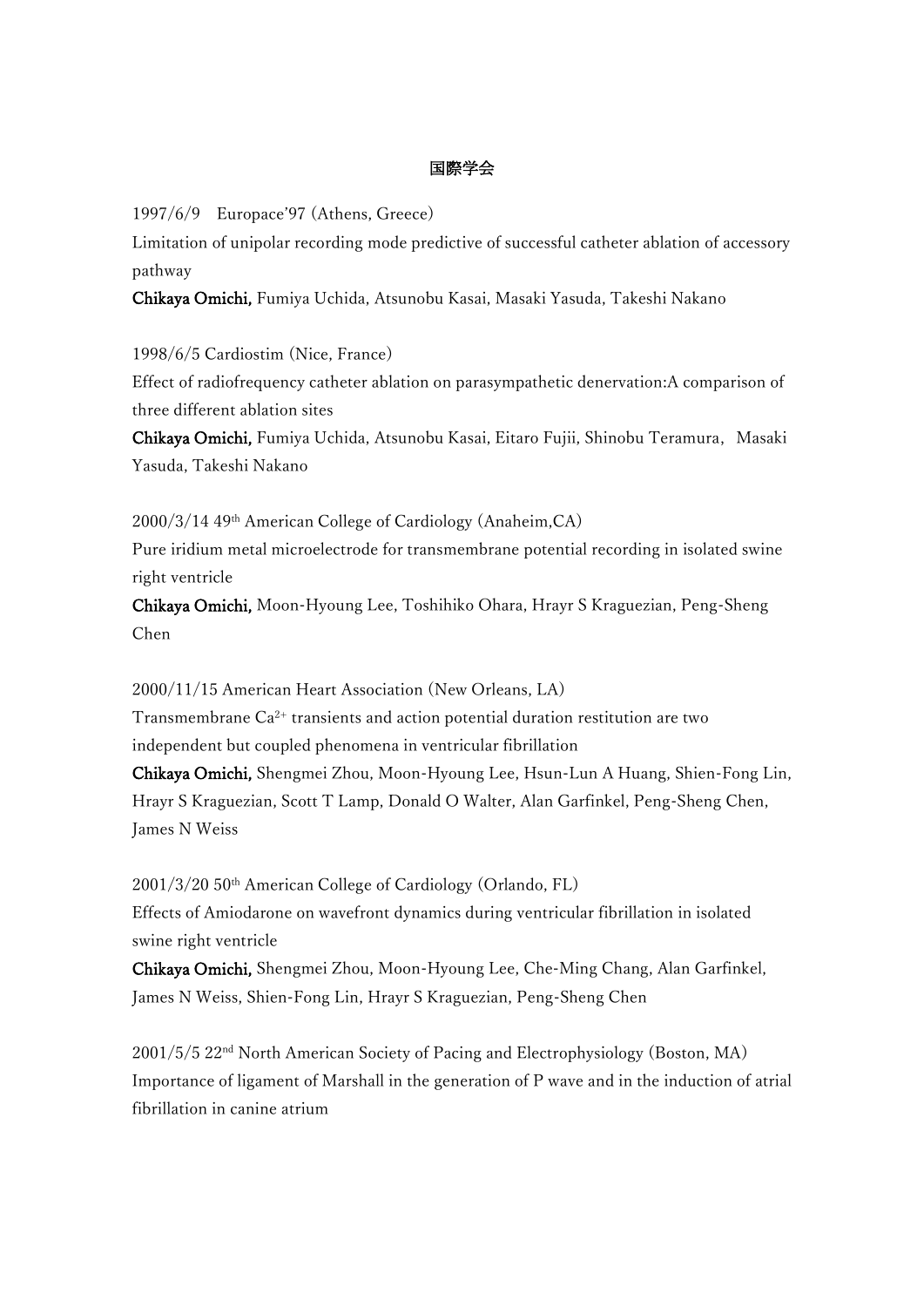# 国際学会

1997/6/9　Europace'97 (Athens, Greece)
Limitation of unipolar recording mode predictive of successful catheter ablation of accessory pathway
**Chikaya Omichi,** Fumiya Uchida, Atsunobu Kasai, Masaki Yasuda, Takeshi Nakano

1998/6/5 Cardiostim (Nice, France)
Effect of radiofrequency catheter ablation on parasympathetic denervation:A comparison of three different ablation sites
**Chikaya Omichi,** Fumiya Uchida, Atsunobu Kasai, Eitaro Fujii, Shinobu Teramura，Masaki Yasuda, Takeshi Nakano

2000/3/14 49th American College of Cardiology (Anaheim,CA)
Pure iridium metal microelectrode for transmembrane potential recording in isolated swine right ventricle
**Chikaya Omichi,** Moon-Hyoung Lee, Toshihiko Ohara, Hrayr S Kraguezian, Peng-Sheng Chen

2000/11/15 American Heart Association (New Orleans, LA)
Transmembrane $Ca^{2+}$ transients and action potential duration restitution are two independent but coupled phenomena in ventricular fibrillation
**Chikaya Omichi,** Shengmei Zhou, Moon-Hyoung Lee, Hsun-Lun A Huang, Shien-Fong Lin, Hrayr S Kraguezian, Scott T Lamp, Donald O Walter, Alan Garfinkel, Peng-Sheng Chen, James N Weiss

2001/3/20 50th American College of Cardiology (Orlando, FL)
Effects of Amiodarone on wavefront dynamics during ventricular fibrillation in isolated swine right ventricle
**Chikaya Omichi,** Shengmei Zhou, Moon-Hyoung Lee, Che-Ming Chang, Alan Garfinkel, James N Weiss, Shien-Fong Lin, Hrayr S Kraguezian, Peng-Sheng Chen

2001/5/5 22nd North American Society of Pacing and Electrophysiology (Boston, MA)
Importance of ligament of Marshall in the generation of P wave and in the induction of atrial fibrillation in canine atrium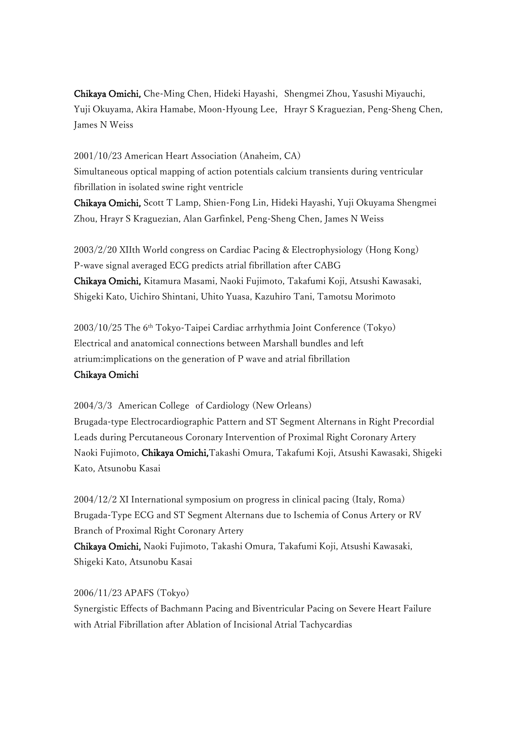**Chikaya Omichi,** Che-Ming Chen, Hideki Hayashi, Shengmei Zhou, Yasushi Miyauchi, Yuji Okuyama, Akira Hamabe, Moon-Hyoung Lee, Hrayr S Kraguezian, Peng-Sheng Chen, James N Weiss

2001/10/23 American Heart Association (Anaheim, CA)
Simultaneous optical mapping of action potentials calcium transients during ventricular fibrillation in isolated swine right ventricle
**Chikaya Omichi,** Scott T Lamp, Shien-Fong Lin, Hideki Hayashi, Yuji Okuyama Shengmei Zhou, Hrayr S Kraguezian, Alan Garfinkel, Peng-Sheng Chen, James N Weiss

2003/2/20 XIIth World congress on Cardiac Pacing & Electrophysiology (Hong Kong)
P-wave signal averaged ECG predicts atrial fibrillation after CABG
**Chikaya Omichi,** Kitamura Masami, Naoki Fujimoto, Takafumi Koji, Atsushi Kawasaki, Shigeki Kato, Uichiro Shintani, Uhito Yuasa, Kazuhiro Tani, Tamotsu Morimoto

2003/10/25 The 6th Tokyo-Taipei Cardiac arrhythmia Joint Conference (Tokyo)
Electrical and anatomical connections between Marshall bundles and left atrium:implications on the generation of P wave and atrial fibrillation
**Chikaya Omichi**

2004/3/3 American College of Cardiology (New Orleans)
Brugada-type Electrocardiographic Pattern and ST Segment Alternans in Right Precordial Leads during Percutaneous Coronary Intervention of Proximal Right Coronary Artery
Naoki Fujimoto, **Chikaya Omichi,**Takashi Omura, Takafumi Koji, Atsushi Kawasaki, Shigeki Kato, Atsunobu Kasai

2004/12/2 XI International symposium on progress in clinical pacing (Italy, Roma)
Brugada-Type ECG and ST Segment Alternans due to Ischemia of Conus Artery or RV Branch of Proximal Right Coronary Artery
**Chikaya Omichi,** Naoki Fujimoto, Takashi Omura, Takafumi Koji, Atsushi Kawasaki, Shigeki Kato, Atsunobu Kasai

2006/11/23 APAFS (Tokyo)
Synergistic Effects of Bachmann Pacing and Biventricular Pacing on Severe Heart Failure with Atrial Fibrillation after Ablation of Incisional Atrial Tachycardias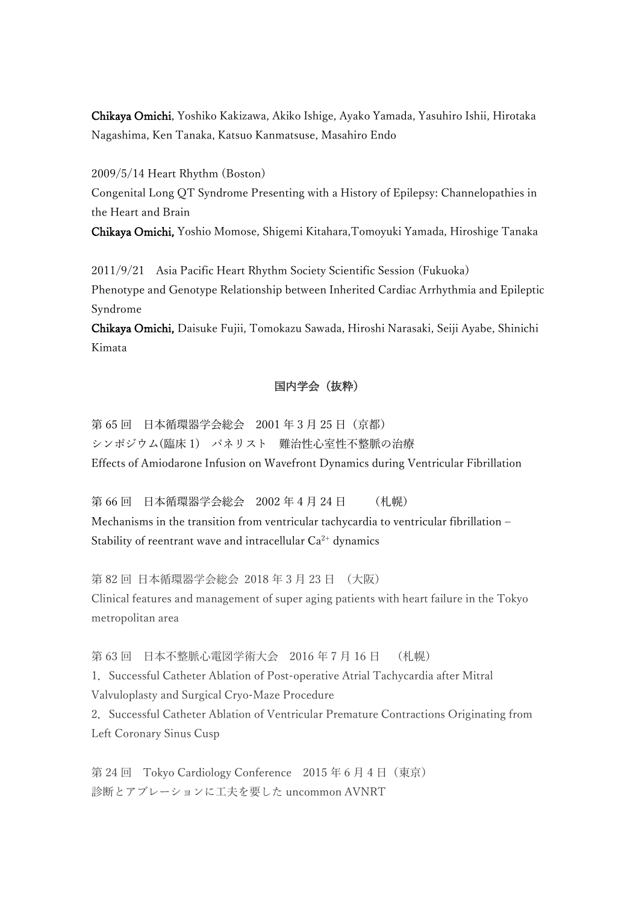**Chikaya Omichi**, Yoshiko Kakizawa, Akiko Ishige, Ayako Yamada, Yasuhiro Ishii, Hirotaka Nagashima, Ken Tanaka, Katsuo Kanmatsuse, Masahiro Endo

2009/5/14 Heart Rhythm (Boston)
Congenital Long QT Syndrome Presenting with a History of Epilepsy: Channelopathies in the Heart and Brain
**Chikaya Omichi,** Yoshio Momose, Shigemi Kitahara,Tomoyuki Yamada, Hiroshige Tanaka

2011/9/21　Asia Pacific Heart Rhythm Society Scientific Session (Fukuoka)
Phenotype and Genotype Relationship between Inherited Cardiac Arrhythmia and Epileptic Syndrome
**Chikaya Omichi,** Daisuke Fujii, Tomokazu Sawada, Hiroshi Narasaki, Seiji Ayabe, Shinichi Kimata

## 国内学会（抜粋）

第 65 回　日本循環器学会総会　2001 年 3 月 25 日（京都）
シンポジウム(臨床 1)　パネリスト　難治性心室性不整脈の治療
Effects of Amiodarone Infusion on Wavefront Dynamics during Ventricular Fibrillation

第 66 回　日本循環器学会総会　2002 年 4 月 24 日　　（札幌）
Mechanisms in the transition from ventricular tachycardia to ventricular fibrillation – Stability of reentrant wave and intracellular $Ca^{2+}$ dynamics

第 82 回 日本循環器学会総会 2018 年 3 月 23 日 （大阪）
Clinical features and management of super aging patients with heart failure in the Tokyo metropolitan area

第 63 回　日本不整脈心電図学術大会　2016 年 7 月 16 日　（札幌）
1．Successful Catheter Ablation of Post-operative Atrial Tachycardia after Mitral Valvuloplasty and Surgical Cryo-Maze Procedure
2．Successful Catheter Ablation of Ventricular Premature Contractions Originating from Left Coronary Sinus Cusp

第 24 回　Tokyo Cardiology Conference　2015 年 6 月 4 日（東京）
診断とアブレーションに工夫を要した uncommon AVNRT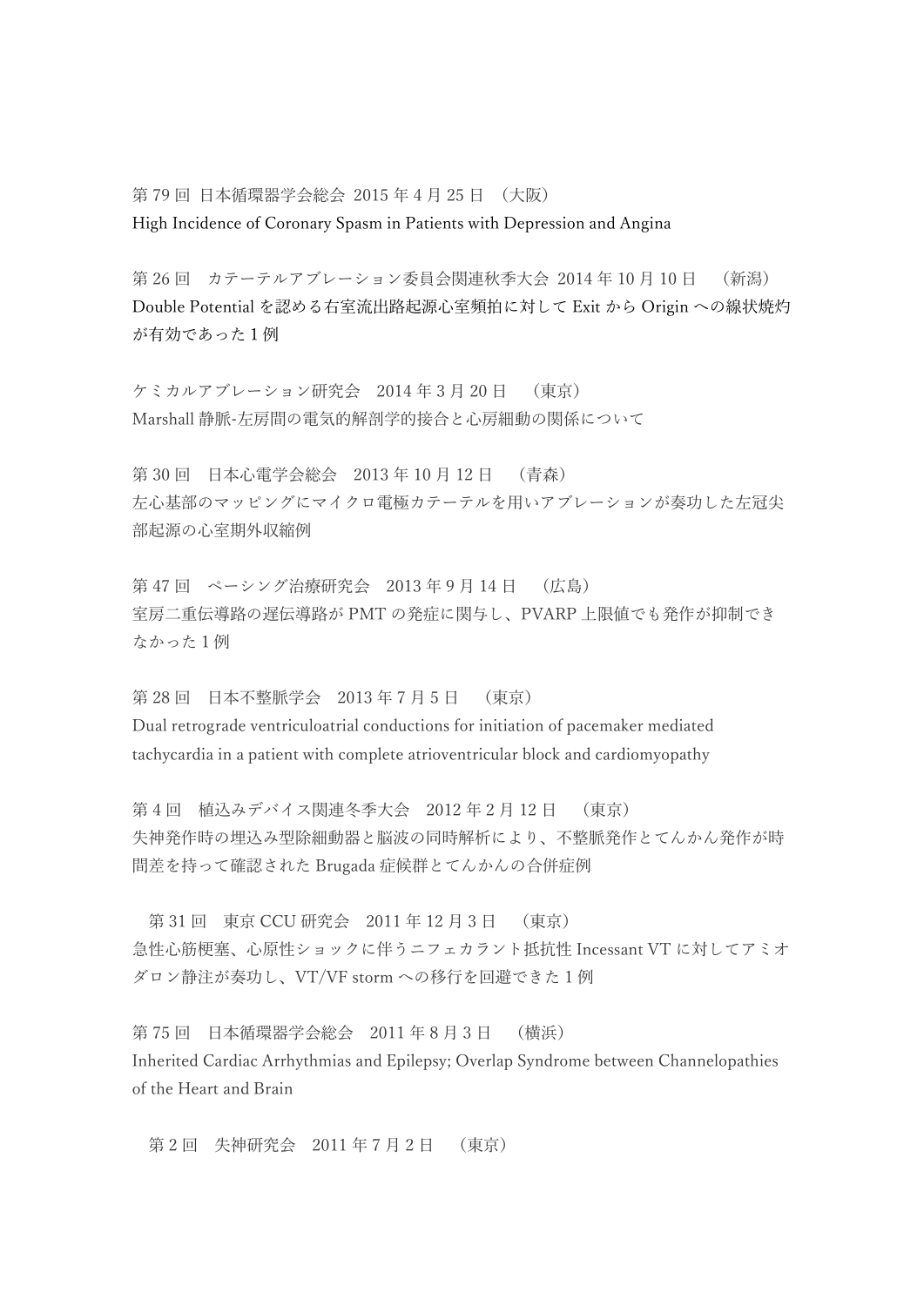第 79 回 日本循環器学会総会 2015 年 4 月 25 日 （大阪）
High Incidence of Coronary Spasm in Patients with Depression and Angina

第 26 回　カテーテルアブレーション委員会関連秋季大会 2014 年 10 月 10 日 　（新潟）
Double Potential を認める右室流出路起源心室頻拍に対して Exit から Origin への線状焼灼が有効であった 1 例

ケミカルアブレーション研究会　2014 年 3 月 20 日 　（東京）
Marshall 静脈-左房間の電気的解剖学的接合と心房細動の関係について

第 30 回　日本心電学会総会　2013 年 10 月 12 日 　（青森）
左心基部のマッピングにマイクロ電極カテーテルを用いアブレーションが奏功した左冠尖部起源の心室期外収縮例

第 47 回　ペーシング治療研究会　2013 年 9 月 14 日 　（広島）
室房二重伝導路の遅伝導路が PMT の発症に関与し、PVARP 上限値でも発作が抑制できなかった 1 例

第 28 回　日本不整脈学会　2013 年 7 月 5 日 　（東京）
Dual retrograde ventriculoatrial conductions for initiation of pacemaker mediated tachycardia in a patient with complete atrioventricular block and cardiomyopathy

第 4 回　植込みデバイス関連冬季大会　2012 年 2 月 12 日 　（東京）
失神発作時の埋込み型除細動器と脳波の同時解析により、不整脈発作とてんかん発作が時間差を持って確認された Brugada 症候群とてんかんの合併症例

第 31 回　東京 CCU 研究会　2011 年 12 月 3 日 　（東京）
急性心筋梗塞、心原性ショックに伴うニフェカラント抵抗性 Incessant VT に対してアミオダロン静注が奏功し、VT/VF storm への移行を回避できた 1 例

第 75 回　日本循環器学会総会　2011 年 8 月 3 日 　（横浜）
Inherited Cardiac Arrhythmias and Epilepsy; Overlap Syndrome between Channelopathies of the Heart and Brain

第 2 回　失神研究会　2011 年 7 月 2 日 　（東京）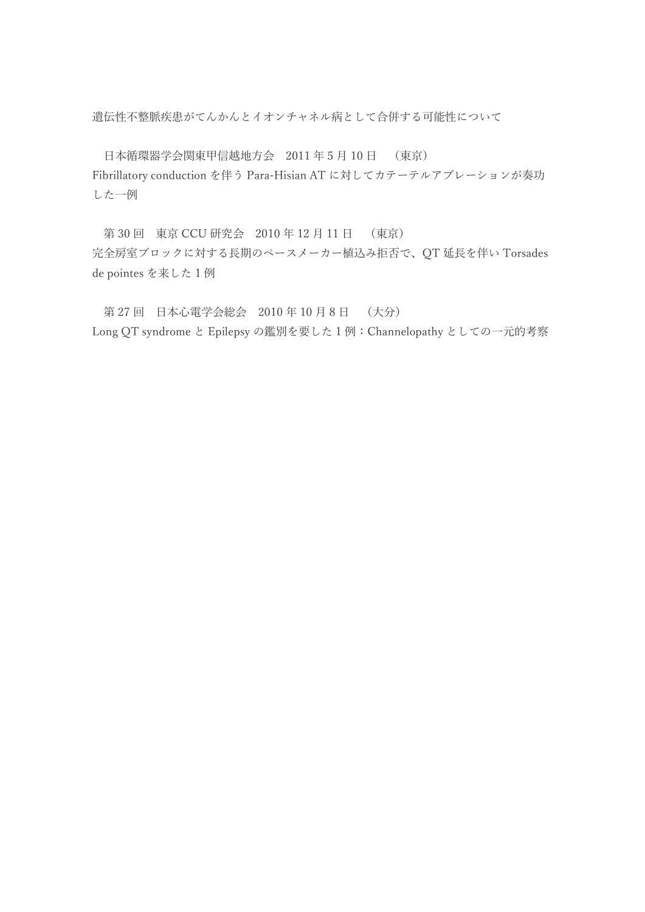遺伝性不整脈疾患がてんかんとイオンチャネル病として合併する可能性について

　日本循環器学会関東甲信越地方会　2011 年 5 月 10 日　（東京）
Fibrillatory conduction を伴う Para-Hisian AT に対してカテーテルアブレーションが奏功した一例

　第 30 回　東京 CCU 研究会　2010 年 12 月 11 日　（東京）
完全房室ブロックに対する長期のペースメーカー植込み拒否で、QT 延長を伴い Torsades de pointes を来した 1 例

　第 27 回　日本心電学会総会　2010 年 10 月 8 日　（大分）
Long QT syndrome と Epilepsy の鑑別を要した 1 例：Channelopathy としての一元的考察